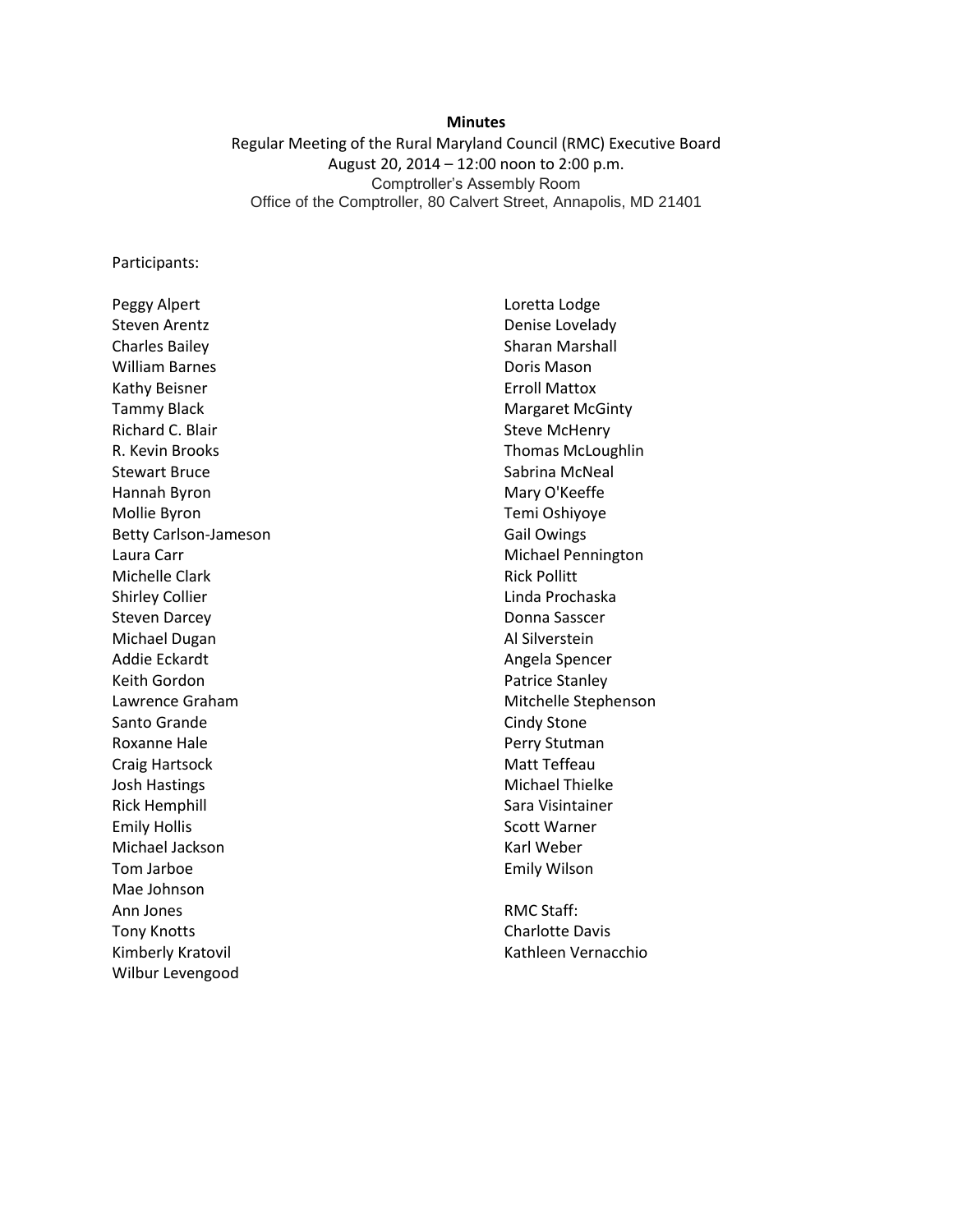**Minutes**

Regular Meeting of the Rural Maryland Council (RMC) Executive Board
August 20, 2014 – 12:00 noon to 2:00 p.m.
Comptroller's Assembly Room
Office of the Comptroller, 80 Calvert Street, Annapolis, MD 21401

Participants:

Peggy Alpert
Steven Arentz
Charles Bailey
William Barnes
Kathy Beisner
Tammy Black
Richard C. Blair
R. Kevin Brooks
Stewart Bruce
Hannah Byron
Mollie Byron
Betty Carlson-Jameson
Laura Carr
Michelle Clark
Shirley Collier
Steven Darcey
Michael Dugan
Addie Eckardt
Keith Gordon
Lawrence Graham
Santo Grande
Roxanne Hale
Craig Hartsock
Josh Hastings
Rick Hemphill
Emily Hollis
Michael Jackson
Tom Jarboe
Mae Johnson
Ann Jones
Tony Knotts
Kimberly Kratovil
Wilbur Levengood
Loretta Lodge
Denise Lovelady
Sharan Marshall
Doris Mason
Erroll Mattox
Margaret McGinty
Steve McHenry
Thomas McLoughlin
Sabrina McNeal
Mary O'Keeffe
Temi Oshiyoye
Gail Owings
Michael Pennington
Rick Pollitt
Linda Prochaska
Donna Sasscer
Al Silverstein
Angela Spencer
Patrice Stanley
Mitchelle Stephenson
Cindy Stone
Perry Stutman
Matt Teffeau
Michael Thielke
Sara Visintainer
Scott Warner
Karl Weber
Emily Wilson

RMC Staff:
Charlotte Davis
Kathleen Vernacchio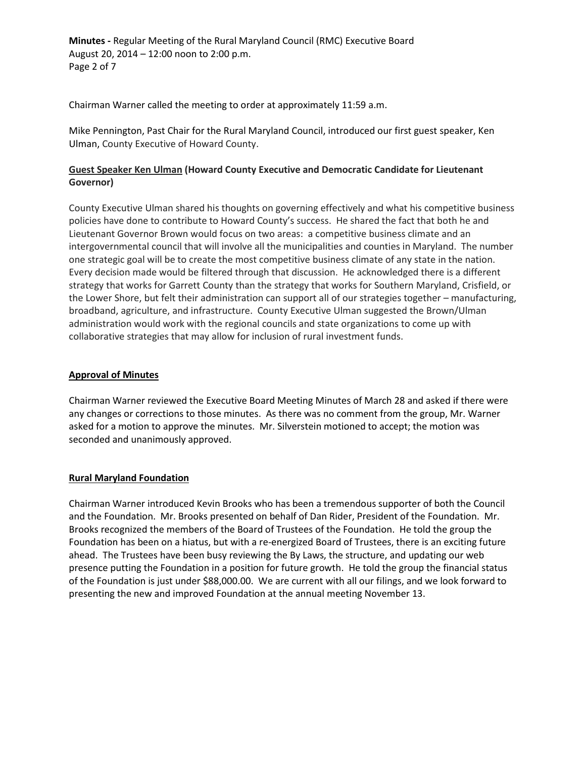Chairman Warner called the meeting to order at approximately 11:59 a.m.

Mike Pennington, Past Chair for the Rural Maryland Council, introduced our first guest speaker, Ken Ulman, County Executive of Howard County.

**Guest Speaker Ken Ulman (Howard County Executive and Democratic Candidate for Lieutenant Governor)**

County Executive Ulman shared his thoughts on governing effectively and what his competitive business policies have done to contribute to Howard County's success. He shared the fact that both he and Lieutenant Governor Brown would focus on two areas: a competitive business climate and an intergovernmental council that will involve all the municipalities and counties in Maryland. The number one strategic goal will be to create the most competitive business climate of any state in the nation. Every decision made would be filtered through that discussion. He acknowledged there is a different strategy that works for Garrett County than the strategy that works for Southern Maryland, Crisfield, or the Lower Shore, but felt their administration can support all of our strategies together – manufacturing, broadband, agriculture, and infrastructure. County Executive Ulman suggested the Brown/Ulman administration would work with the regional councils and state organizations to come up with collaborative strategies that may allow for inclusion of rural investment funds.

**Approval of Minutes**

Chairman Warner reviewed the Executive Board Meeting Minutes of March 28 and asked if there were any changes or corrections to those minutes. As there was no comment from the group, Mr. Warner asked for a motion to approve the minutes. Mr. Silverstein motioned to accept; the motion was seconded and unanimously approved.

**Rural Maryland Foundation**

Chairman Warner introduced Kevin Brooks who has been a tremendous supporter of both the Council and the Foundation. Mr. Brooks presented on behalf of Dan Rider, President of the Foundation. Mr. Brooks recognized the members of the Board of Trustees of the Foundation. He told the group the Foundation has been on a hiatus, but with a re-energized Board of Trustees, there is an exciting future ahead. The Trustees have been busy reviewing the By Laws, the structure, and updating our web presence putting the Foundation in a position for future growth. He told the group the financial status of the Foundation is just under $88,000.00. We are current with all our filings, and we look forward to presenting the new and improved Foundation at the annual meeting November 13.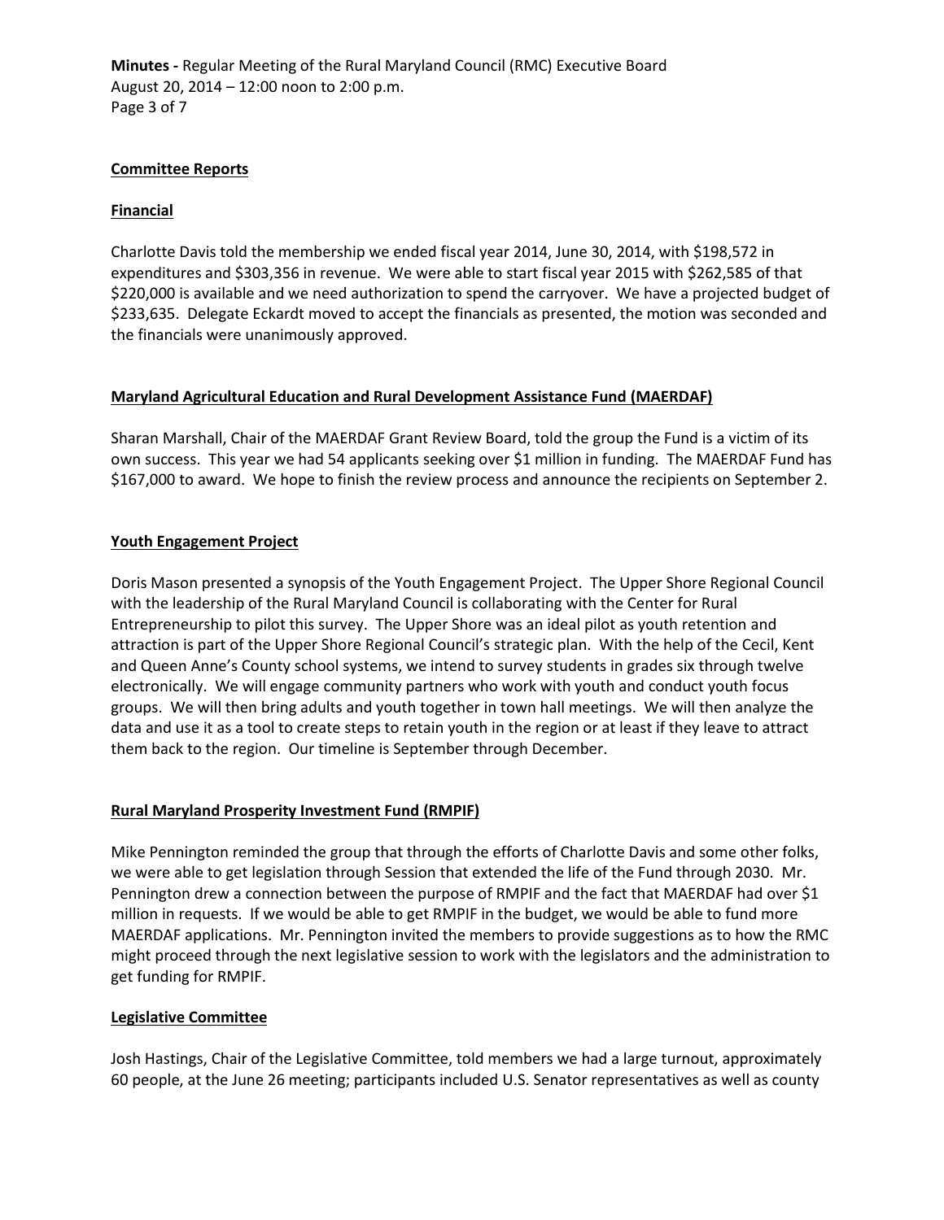## Committee Reports

### Financial

Charlotte Davis told the membership we ended fiscal year 2014, June 30, 2014, with $198,572 in expenditures and $303,356 in revenue. We were able to start fiscal year 2015 with $262,585 of that $220,000 is available and we need authorization to spend the carryover. We have a projected budget of $233,635. Delegate Eckardt moved to accept the financials as presented, the motion was seconded and the financials were unanimously approved.

### Maryland Agricultural Education and Rural Development Assistance Fund (MAERDAF)

Sharan Marshall, Chair of the MAERDAF Grant Review Board, told the group the Fund is a victim of its own success. This year we had 54 applicants seeking over $1 million in funding. The MAERDAF Fund has $167,000 to award. We hope to finish the review process and announce the recipients on September 2.

### Youth Engagement Project

Doris Mason presented a synopsis of the Youth Engagement Project. The Upper Shore Regional Council with the leadership of the Rural Maryland Council is collaborating with the Center for Rural Entrepreneurship to pilot this survey. The Upper Shore was an ideal pilot as youth retention and attraction is part of the Upper Shore Regional Council's strategic plan. With the help of the Cecil, Kent and Queen Anne's County school systems, we intend to survey students in grades six through twelve electronically. We will engage community partners who work with youth and conduct youth focus groups. We will then bring adults and youth together in town hall meetings. We will then analyze the data and use it as a tool to create steps to retain youth in the region or at least if they leave to attract them back to the region. Our timeline is September through December.

### Rural Maryland Prosperity Investment Fund (RMPIF)

Mike Pennington reminded the group that through the efforts of Charlotte Davis and some other folks, we were able to get legislation through Session that extended the life of the Fund through 2030. Mr. Pennington drew a connection between the purpose of RMPIF and the fact that MAERDAF had over $1 million in requests. If we would be able to get RMPIF in the budget, we would be able to fund more MAERDAF applications. Mr. Pennington invited the members to provide suggestions as to how the RMC might proceed through the next legislative session to work with the legislators and the administration to get funding for RMPIF.

### Legislative Committee

Josh Hastings, Chair of the Legislative Committee, told members we had a large turnout, approximately 60 people, at the June 26 meeting; participants included U.S. Senator representatives as well as county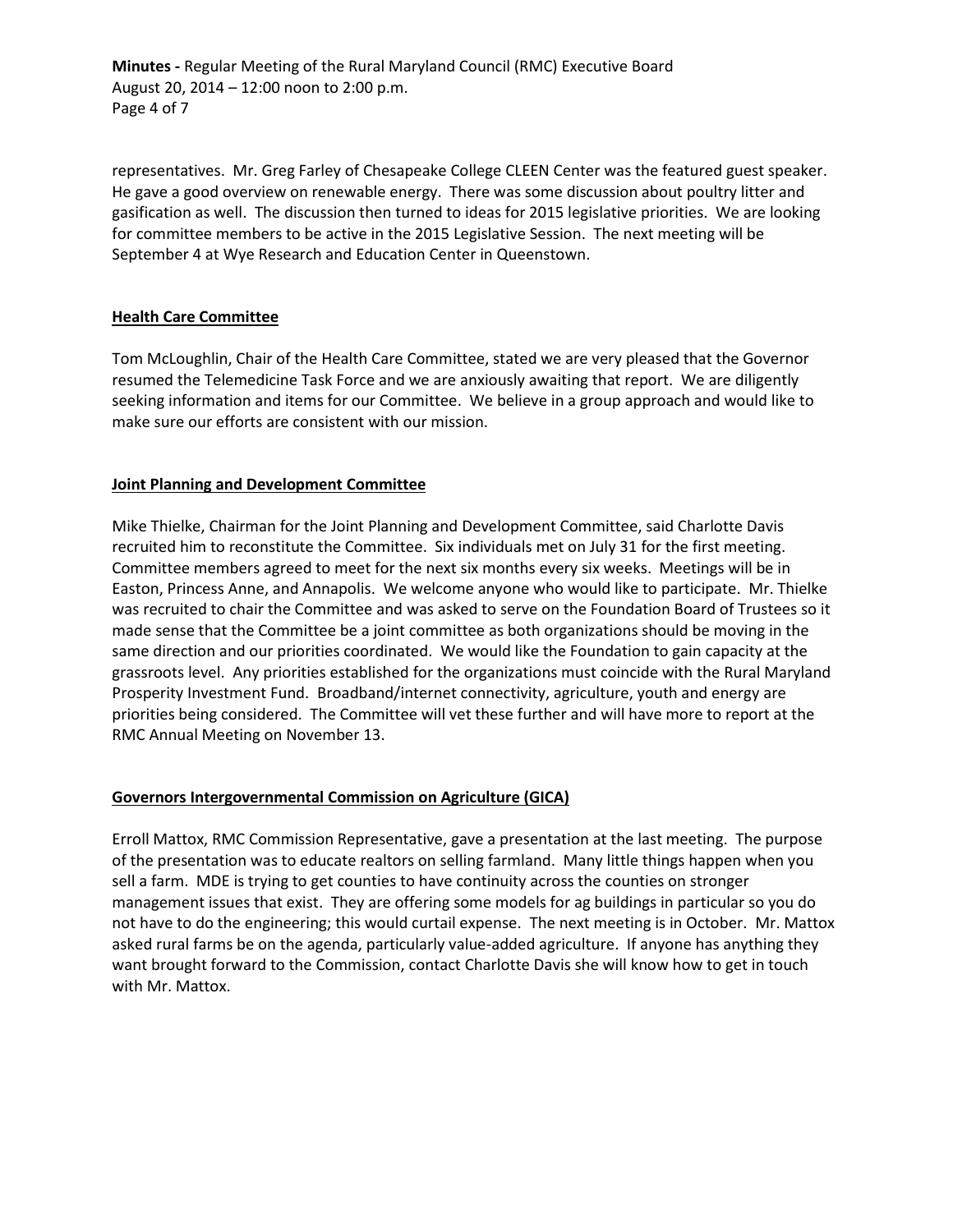representatives. Mr. Greg Farley of Chesapeake College CLEEN Center was the featured guest speaker. He gave a good overview on renewable energy. There was some discussion about poultry litter and gasification as well. The discussion then turned to ideas for 2015 legislative priorities. We are looking for committee members to be active in the 2015 Legislative Session. The next meeting will be September 4 at Wye Research and Education Center in Queenstown.

## Health Care Committee

Tom McLoughlin, Chair of the Health Care Committee, stated we are very pleased that the Governor resumed the Telemedicine Task Force and we are anxiously awaiting that report. We are diligently seeking information and items for our Committee. We believe in a group approach and would like to make sure our efforts are consistent with our mission.

## Joint Planning and Development Committee

Mike Thielke, Chairman for the Joint Planning and Development Committee, said Charlotte Davis recruited him to reconstitute the Committee. Six individuals met on July 31 for the first meeting. Committee members agreed to meet for the next six months every six weeks. Meetings will be in Easton, Princess Anne, and Annapolis. We welcome anyone who would like to participate. Mr. Thielke was recruited to chair the Committee and was asked to serve on the Foundation Board of Trustees so it made sense that the Committee be a joint committee as both organizations should be moving in the same direction and our priorities coordinated. We would like the Foundation to gain capacity at the grassroots level. Any priorities established for the organizations must coincide with the Rural Maryland Prosperity Investment Fund. Broadband/internet connectivity, agriculture, youth and energy are priorities being considered. The Committee will vet these further and will have more to report at the RMC Annual Meeting on November 13.

## Governors Intergovernmental Commission on Agriculture (GICA)

Erroll Mattox, RMC Commission Representative, gave a presentation at the last meeting. The purpose of the presentation was to educate realtors on selling farmland. Many little things happen when you sell a farm. MDE is trying to get counties to have continuity across the counties on stronger management issues that exist. They are offering some models for ag buildings in particular so you do not have to do the engineering; this would curtail expense. The next meeting is in October. Mr. Mattox asked rural farms be on the agenda, particularly value-added agriculture. If anyone has anything they want brought forward to the Commission, contact Charlotte Davis she will know how to get in touch with Mr. Mattox.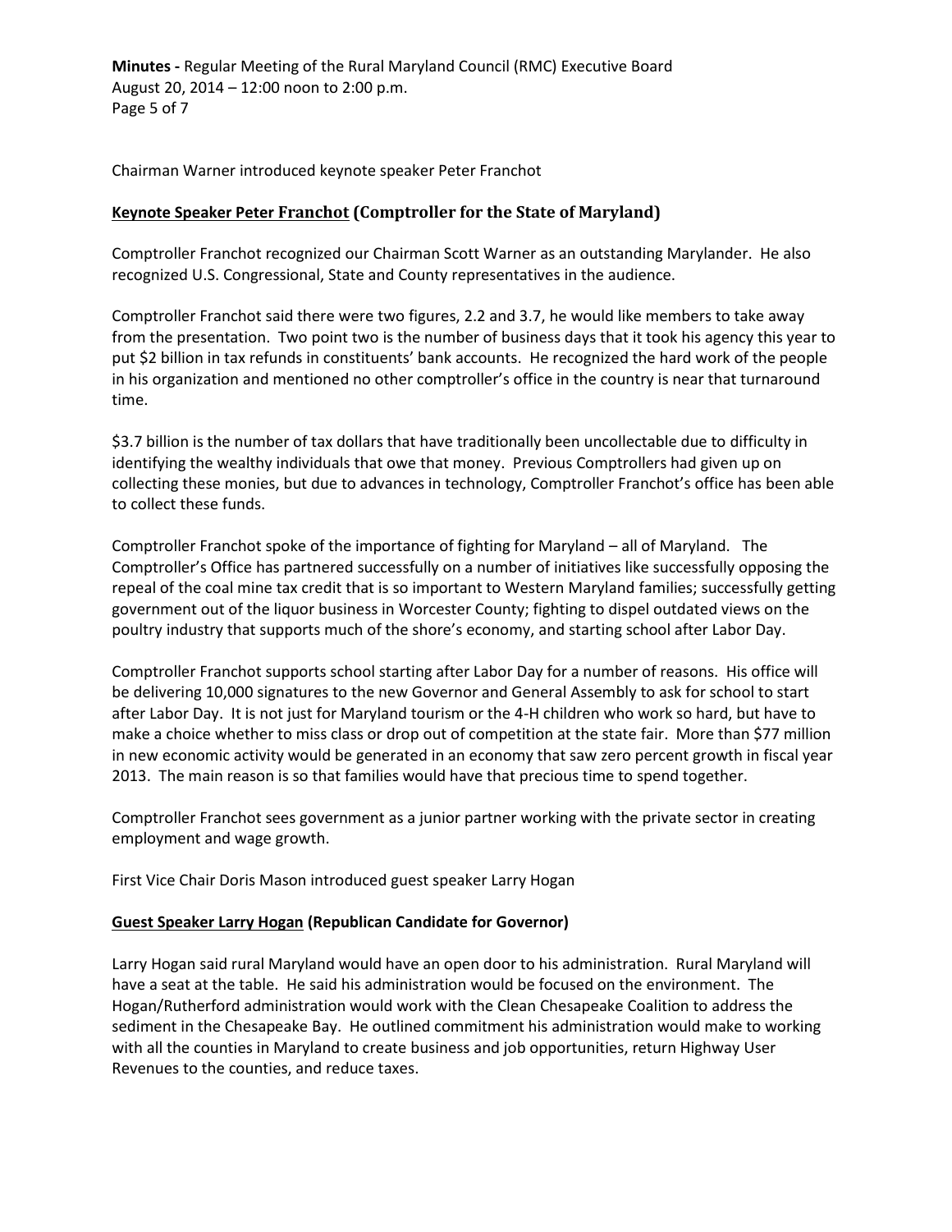Chairman Warner introduced keynote speaker Peter Franchot

## **Keynote Speaker Peter Franchot (Comptroller for the State of Maryland)**

Comptroller Franchot recognized our Chairman Scott Warner as an outstanding Marylander. He also recognized U.S. Congressional, State and County representatives in the audience.

Comptroller Franchot said there were two figures, 2.2 and 3.7, he would like members to take away from the presentation. Two point two is the number of business days that it took his agency this year to put $2 billion in tax refunds in constituents' bank accounts. He recognized the hard work of the people in his organization and mentioned no other comptroller's office in the country is near that turnaround time.

$3.7 billion is the number of tax dollars that have traditionally been uncollectable due to difficulty in identifying the wealthy individuals that owe that money. Previous Comptrollers had given up on collecting these monies, but due to advances in technology, Comptroller Franchot's office has been able to collect these funds.

Comptroller Franchot spoke of the importance of fighting for Maryland – all of Maryland. The Comptroller's Office has partnered successfully on a number of initiatives like successfully opposing the repeal of the coal mine tax credit that is so important to Western Maryland families; successfully getting government out of the liquor business in Worcester County; fighting to dispel outdated views on the poultry industry that supports much of the shore's economy, and starting school after Labor Day.

Comptroller Franchot supports school starting after Labor Day for a number of reasons. His office will be delivering 10,000 signatures to the new Governor and General Assembly to ask for school to start after Labor Day. It is not just for Maryland tourism or the 4-H children who work so hard, but have to make a choice whether to miss class or drop out of competition at the state fair. More than $77 million in new economic activity would be generated in an economy that saw zero percent growth in fiscal year 2013. The main reason is so that families would have that precious time to spend together.

Comptroller Franchot sees government as a junior partner working with the private sector in creating employment and wage growth.

First Vice Chair Doris Mason introduced guest speaker Larry Hogan

## **Guest Speaker Larry Hogan (Republican Candidate for Governor)**

Larry Hogan said rural Maryland would have an open door to his administration. Rural Maryland will have a seat at the table. He said his administration would be focused on the environment. The Hogan/Rutherford administration would work with the Clean Chesapeake Coalition to address the sediment in the Chesapeake Bay. He outlined commitment his administration would make to working with all the counties in Maryland to create business and job opportunities, return Highway User Revenues to the counties, and reduce taxes.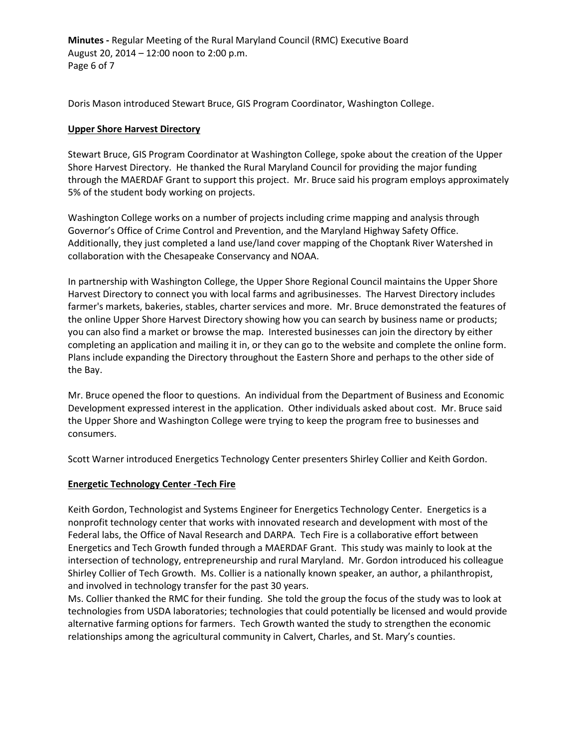Doris Mason introduced Stewart Bruce, GIS Program Coordinator, Washington College.

**Upper Shore Harvest Directory**

Stewart Bruce, GIS Program Coordinator at Washington College, spoke about the creation of the Upper Shore Harvest Directory. He thanked the Rural Maryland Council for providing the major funding through the MAERDAF Grant to support this project. Mr. Bruce said his program employs approximately 5% of the student body working on projects.

Washington College works on a number of projects including crime mapping and analysis through Governor's Office of Crime Control and Prevention, and the Maryland Highway Safety Office. Additionally, they just completed a land use/land cover mapping of the Choptank River Watershed in collaboration with the Chesapeake Conservancy and NOAA.

In partnership with Washington College, the Upper Shore Regional Council maintains the Upper Shore Harvest Directory to connect you with local farms and agribusinesses. The Harvest Directory includes farmer's markets, bakeries, stables, charter services and more. Mr. Bruce demonstrated the features of the online Upper Shore Harvest Directory showing how you can search by business name or products; you can also find a market or browse the map. Interested businesses can join the directory by either completing an application and mailing it in, or they can go to the website and complete the online form. Plans include expanding the Directory throughout the Eastern Shore and perhaps to the other side of the Bay.

Mr. Bruce opened the floor to questions. An individual from the Department of Business and Economic Development expressed interest in the application. Other individuals asked about cost. Mr. Bruce said the Upper Shore and Washington College were trying to keep the program free to businesses and consumers.

Scott Warner introduced Energetics Technology Center presenters Shirley Collier and Keith Gordon.

**Energetic Technology Center -Tech Fire**

Keith Gordon, Technologist and Systems Engineer for Energetics Technology Center. Energetics is a nonprofit technology center that works with innovated research and development with most of the Federal labs, the Office of Naval Research and DARPA. Tech Fire is a collaborative effort between Energetics and Tech Growth funded through a MAERDAF Grant. This study was mainly to look at the intersection of technology, entrepreneurship and rural Maryland. Mr. Gordon introduced his colleague Shirley Collier of Tech Growth. Ms. Collier is a nationally known speaker, an author, a philanthropist, and involved in technology transfer for the past 30 years.

Ms. Collier thanked the RMC for their funding. She told the group the focus of the study was to look at technologies from USDA laboratories; technologies that could potentially be licensed and would provide alternative farming options for farmers. Tech Growth wanted the study to strengthen the economic relationships among the agricultural community in Calvert, Charles, and St. Mary's counties.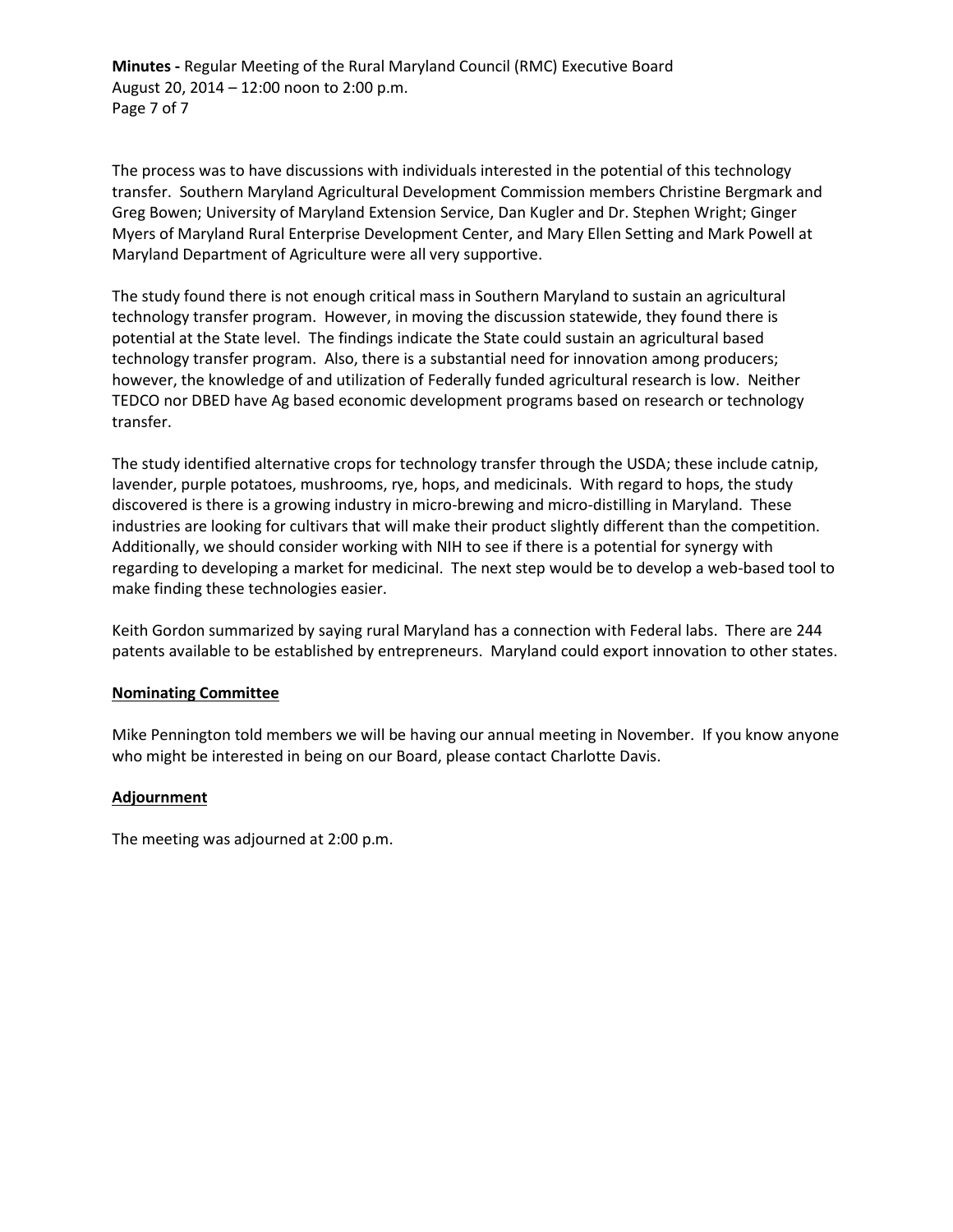The process was to have discussions with individuals interested in the potential of this technology transfer. Southern Maryland Agricultural Development Commission members Christine Bergmark and Greg Bowen; University of Maryland Extension Service, Dan Kugler and Dr. Stephen Wright; Ginger Myers of Maryland Rural Enterprise Development Center, and Mary Ellen Setting and Mark Powell at Maryland Department of Agriculture were all very supportive.

The study found there is not enough critical mass in Southern Maryland to sustain an agricultural technology transfer program. However, in moving the discussion statewide, they found there is potential at the State level. The findings indicate the State could sustain an agricultural based technology transfer program. Also, there is a substantial need for innovation among producers; however, the knowledge of and utilization of Federally funded agricultural research is low. Neither TEDCO nor DBED have Ag based economic development programs based on research or technology transfer.

The study identified alternative crops for technology transfer through the USDA; these include catnip, lavender, purple potatoes, mushrooms, rye, hops, and medicinals. With regard to hops, the study discovered is there is a growing industry in micro-brewing and micro-distilling in Maryland. These industries are looking for cultivars that will make their product slightly different than the competition. Additionally, we should consider working with NIH to see if there is a potential for synergy with regarding to developing a market for medicinal. The next step would be to develop a web-based tool to make finding these technologies easier.

Keith Gordon summarized by saying rural Maryland has a connection with Federal labs. There are 244 patents available to be established by entrepreneurs. Maryland could export innovation to other states.

## Nominating Committee

Mike Pennington told members we will be having our annual meeting in November. If you know anyone who might be interested in being on our Board, please contact Charlotte Davis.

## Adjournment

The meeting was adjourned at 2:00 p.m.